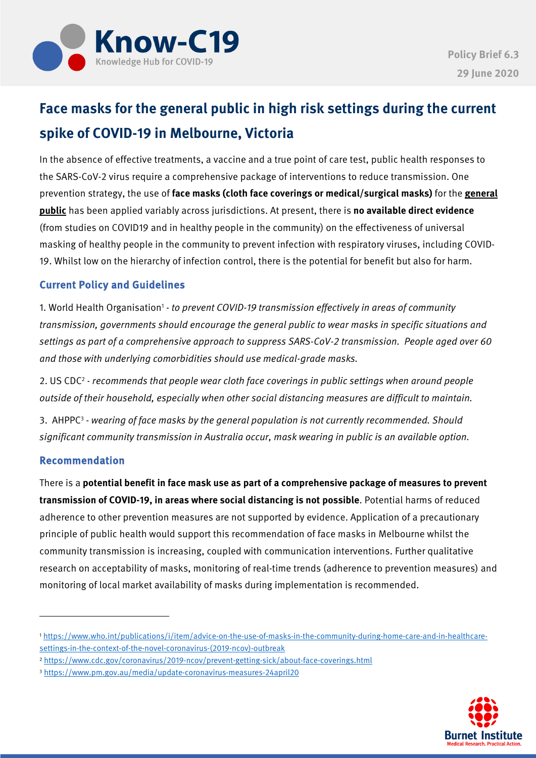Know-C19
Knowledge Hub for COVID-19

Policy Brief 6.3
29 June 2020

# Face masks for the general public in high risk settings during the current spike of COVID-19 in Melbourne, Victoria

In the absence of effective treatments, a vaccine and a true point of care test, public health responses to the SARS-CoV-2 virus require a comprehensive package of interventions to reduce transmission. One prevention strategy, the use of **face masks (cloth face coverings or medical/surgical masks)** for the **general public** has been applied variably across jurisdictions. At present, there is **no available direct evidence** (from studies on COVID19 and in healthy people in the community) on the effectiveness of universal masking of healthy people in the community to prevent infection with respiratory viruses, including COVID-19. Whilst low on the hierarchy of infection control, there is the potential for benefit but also for harm.

## Current Policy and Guidelines

1. World Health Organisation[1] - *to prevent COVID-19 transmission effectively in areas of community transmission, governments should encourage the general public to wear masks in specific situations and settings as part of a comprehensive approach to suppress SARS-CoV-2 transmission. People aged over 60 and those with underlying comorbidities should use medical-grade masks.*

2. US CDC[2] - *recommends that people wear cloth face coverings in public settings when around people outside of their household, especially when other social distancing measures are difficult to maintain.*

3. AHPPC[3] - *wearing of face masks by the general population is not currently recommended. Should significant community transmission in Australia occur, mask wearing in public is an available option.*

## Recommendation

There is a **potential benefit in face mask use as part of a comprehensive package of measures to prevent transmission of COVID-19, in areas where social distancing is not possible**. Potential harms of reduced adherence to other prevention measures are not supported by evidence. Application of a precautionary principle of public health would support this recommendation of face masks in Melbourne whilst the community transmission is increasing, coupled with communication interventions. Further qualitative research on acceptability of masks, monitoring of real-time trends (adherence to prevention measures) and monitoring of local market availability of masks during implementation is recommended.

---

[1] https://www.who.int/publications/i/item/advice-on-the-use-of-masks-in-the-community-during-home-care-and-in-healthcare-settings-in-the-context-of-the-novel-coronavirus-(2019-ncov)-outbreak

[2] https://www.cdc.gov/coronavirus/2019-ncov/prevent-getting-sick/about-face-coverings.html

[3] https://www.pm.gov.au/media/update-coronavirus-measures-24april20

Burnet Institute
Medical Research. Practical Action.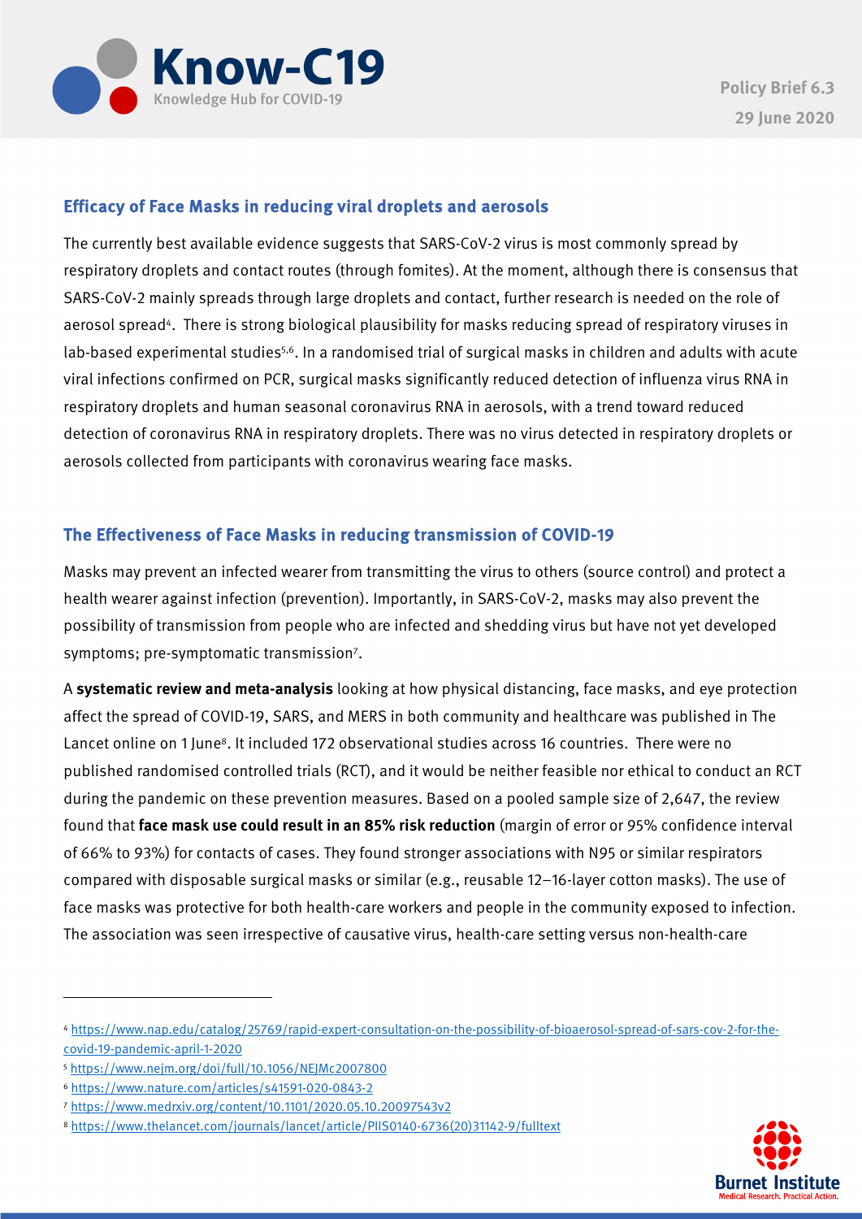## Efficacy of Face Masks in reducing viral droplets and aerosols

The currently best available evidence suggests that SARS-CoV-2 virus is most commonly spread by respiratory droplets and contact routes (through fomites). At the moment, although there is consensus that SARS-CoV-2 mainly spreads through large droplets and contact, further research is needed on the role of aerosol spread[4]. There is strong biological plausibility for masks reducing spread of respiratory viruses in lab-based experimental studies[5,6]. In a randomised trial of surgical masks in children and adults with acute viral infections confirmed on PCR, surgical masks significantly reduced detection of influenza virus RNA in respiratory droplets and human seasonal coronavirus RNA in aerosols, with a trend toward reduced detection of coronavirus RNA in respiratory droplets. There was no virus detected in respiratory droplets or aerosols collected from participants with coronavirus wearing face masks.

## The Effectiveness of Face Masks in reducing transmission of COVID-19

Masks may prevent an infected wearer from transmitting the virus to others (source control) and protect a health wearer against infection (prevention). Importantly, in SARS-CoV-2, masks may also prevent the possibility of transmission from people who are infected and shedding virus but have not yet developed symptoms; pre-symptomatic transmission[7].

A **systematic review and meta-analysis** looking at how physical distancing, face masks, and eye protection affect the spread of COVID-19, SARS, and MERS in both community and healthcare was published in The Lancet online on 1 June[8]. It included 172 observational studies across 16 countries. There were no published randomised controlled trials (RCT), and it would be neither feasible nor ethical to conduct an RCT during the pandemic on these prevention measures. Based on a pooled sample size of 2,647, the review found that **face mask use could result in an 85% risk reduction** (margin of error or 95% confidence interval of 66% to 93%) for contacts of cases. They found stronger associations with N95 or similar respirators compared with disposable surgical masks or similar (e.g., reusable 12–16-layer cotton masks). The use of face masks was protective for both health-care workers and people in the community exposed to infection. The association was seen irrespective of causative virus, health-care setting versus non-health-care

---

[4] https://www.nap.edu/catalog/25769/rapid-expert-consultation-on-the-possibility-of-bioaerosol-spread-of-sars-cov-2-for-the-covid-19-pandemic-april-1-2020

[5] https://www.nejm.org/doi/full/10.1056/NEJMc2007800

[6] https://www.nature.com/articles/s41591-020-0843-2

[7] https://www.medrxiv.org/content/10.1101/2020.05.10.20097543v2

[8] https://www.thelancet.com/journals/lancet/article/PIIS0140-6736(20)31142-9/fulltext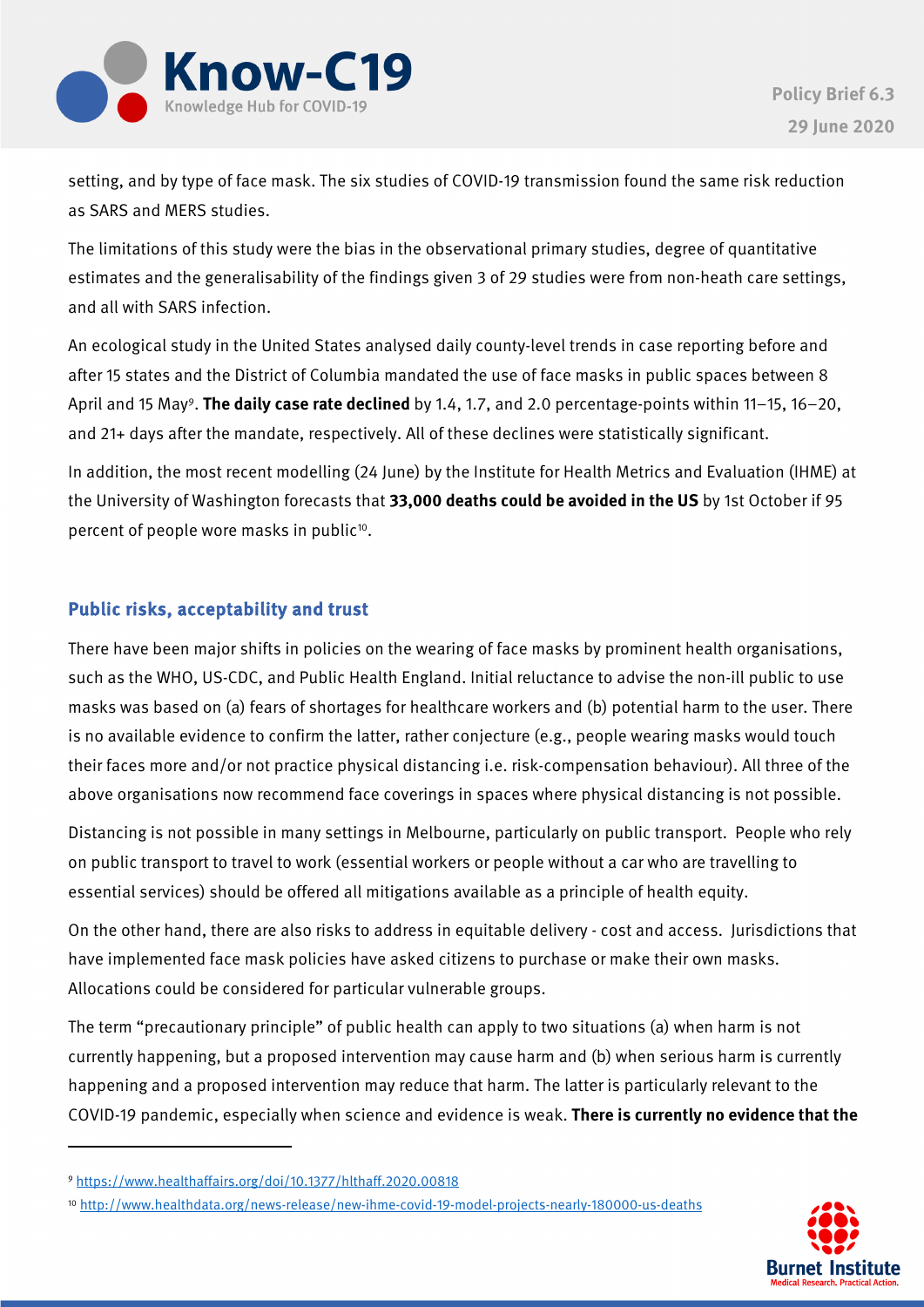setting, and by type of face mask. The six studies of COVID-19 transmission found the same risk reduction as SARS and MERS studies.

The limitations of this study were the bias in the observational primary studies, degree of quantitative estimates and the generalisability of the findings given 3 of 29 studies were from non-heath care settings, and all with SARS infection.

An ecological study in the United States analysed daily county-level trends in case reporting before and after 15 states and the District of Columbia mandated the use of face masks in public spaces between 8 April and 15 May[9]. **The daily case rate declined** by 1.4, 1.7, and 2.0 percentage-points within 11–15, 16–20, and 21+ days after the mandate, respectively. All of these declines were statistically significant.

In addition, the most recent modelling (24 June) by the Institute for Health Metrics and Evaluation (IHME) at the University of Washington forecasts that **33,000 deaths could be avoided in the US** by 1st October if 95 percent of people wore masks in public[10].

## Public risks, acceptability and trust

There have been major shifts in policies on the wearing of face masks by prominent health organisations, such as the WHO, US-CDC, and Public Health England. Initial reluctance to advise the non-ill public to use masks was based on (a) fears of shortages for healthcare workers and (b) potential harm to the user. There is no available evidence to confirm the latter, rather conjecture (e.g., people wearing masks would touch their faces more and/or not practice physical distancing i.e. risk-compensation behaviour). All three of the above organisations now recommend face coverings in spaces where physical distancing is not possible.

Distancing is not possible in many settings in Melbourne, particularly on public transport. People who rely on public transport to travel to work (essential workers or people without a car who are travelling to essential services) should be offered all mitigations available as a principle of health equity.

On the other hand, there are also risks to address in equitable delivery - cost and access. Jurisdictions that have implemented face mask policies have asked citizens to purchase or make their own masks. Allocations could be considered for particular vulnerable groups.

The term "precautionary principle" of public health can apply to two situations (a) when harm is not currently happening, but a proposed intervention may cause harm and (b) when serious harm is currently happening and a proposed intervention may reduce that harm. The latter is particularly relevant to the COVID-19 pandemic, especially when science and evidence is weak. **There is currently no evidence that the**

[9] https://www.healthaffairs.org/doi/10.1377/hlthaff.2020.00818

[10] http://www.healthdata.org/news-release/new-ihme-covid-19-model-projects-nearly-180000-us-deaths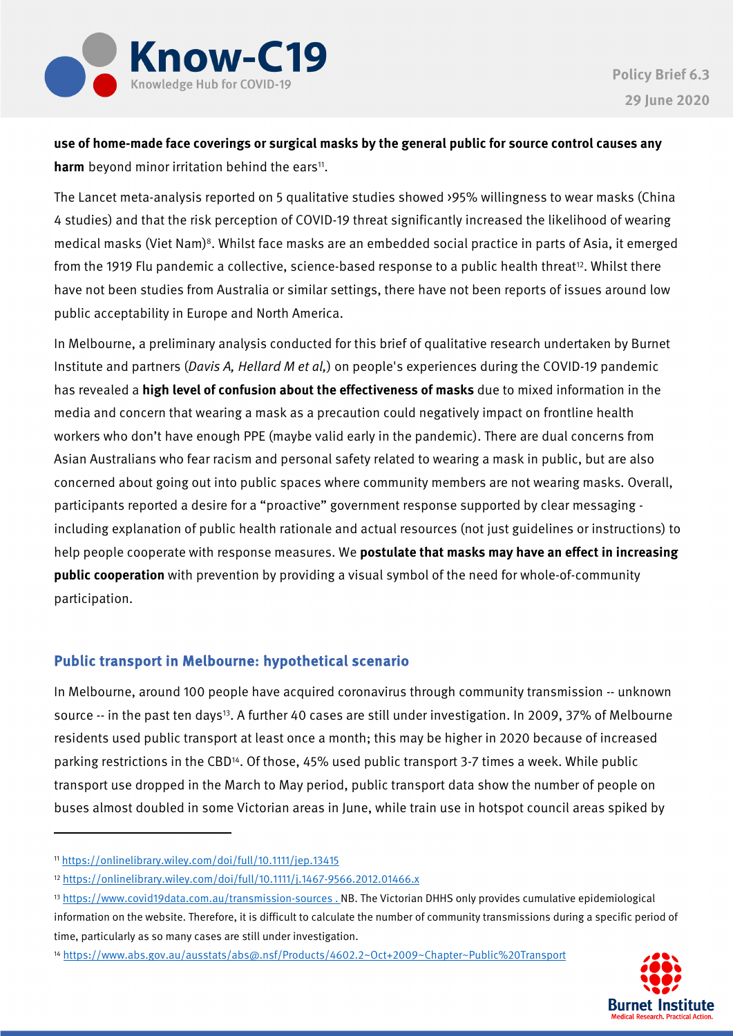**use of home-made face coverings or surgical masks by the general public for source control causes any harm** beyond minor irritation behind the ears[11].

The Lancet meta-analysis reported on 5 qualitative studies showed >95% willingness to wear masks (China 4 studies) and that the risk perception of COVID-19 threat significantly increased the likelihood of wearing medical masks (Viet Nam)[8]. Whilst face masks are an embedded social practice in parts of Asia, it emerged from the 1919 Flu pandemic a collective, science-based response to a public health threat[12]. Whilst there have not been studies from Australia or similar settings, there have not been reports of issues around low public acceptability in Europe and North America.

In Melbourne, a preliminary analysis conducted for this brief of qualitative research undertaken by Burnet Institute and partners (*Davis A, Hellard M et al,*) on people's experiences during the COVID-19 pandemic has revealed a **high level of confusion about the effectiveness of masks** due to mixed information in the media and concern that wearing a mask as a precaution could negatively impact on frontline health workers who don't have enough PPE (maybe valid early in the pandemic). There are dual concerns from Asian Australians who fear racism and personal safety related to wearing a mask in public, but are also concerned about going out into public spaces where community members are not wearing masks. Overall, participants reported a desire for a "proactive" government response supported by clear messaging - including explanation of public health rationale and actual resources (not just guidelines or instructions) to help people cooperate with response measures. We **postulate that masks may have an effect in increasing public cooperation** with prevention by providing a visual symbol of the need for whole-of-community participation.

## Public transport in Melbourne: hypothetical scenario

In Melbourne, around 100 people have acquired coronavirus through community transmission -- unknown source -- in the past ten days[13]. A further 40 cases are still under investigation. In 2009, 37% of Melbourne residents used public transport at least once a month; this may be higher in 2020 because of increased parking restrictions in the CBD[14]. Of those, 45% used public transport 3-7 times a week. While public transport use dropped in the March to May period, public transport data show the number of people on buses almost doubled in some Victorian areas in June, while train use in hotspot council areas spiked by

---

[11] https://onlinelibrary.wiley.com/doi/full/10.1111/jep.13415

[12] https://onlinelibrary.wiley.com/doi/full/10.1111/j.1467-9566.2012.01466.x

[13] https://www.covid19data.com.au/transmission-sources . NB. The Victorian DHHS only provides cumulative epidemiological information on the website. Therefore, it is difficult to calculate the number of community transmissions during a specific period of time, particularly as so many cases are still under investigation.

[14] https://www.abs.gov.au/ausstats/abs@.nsf/Products/4602.2~Oct+2009~Chapter~Public%20Transport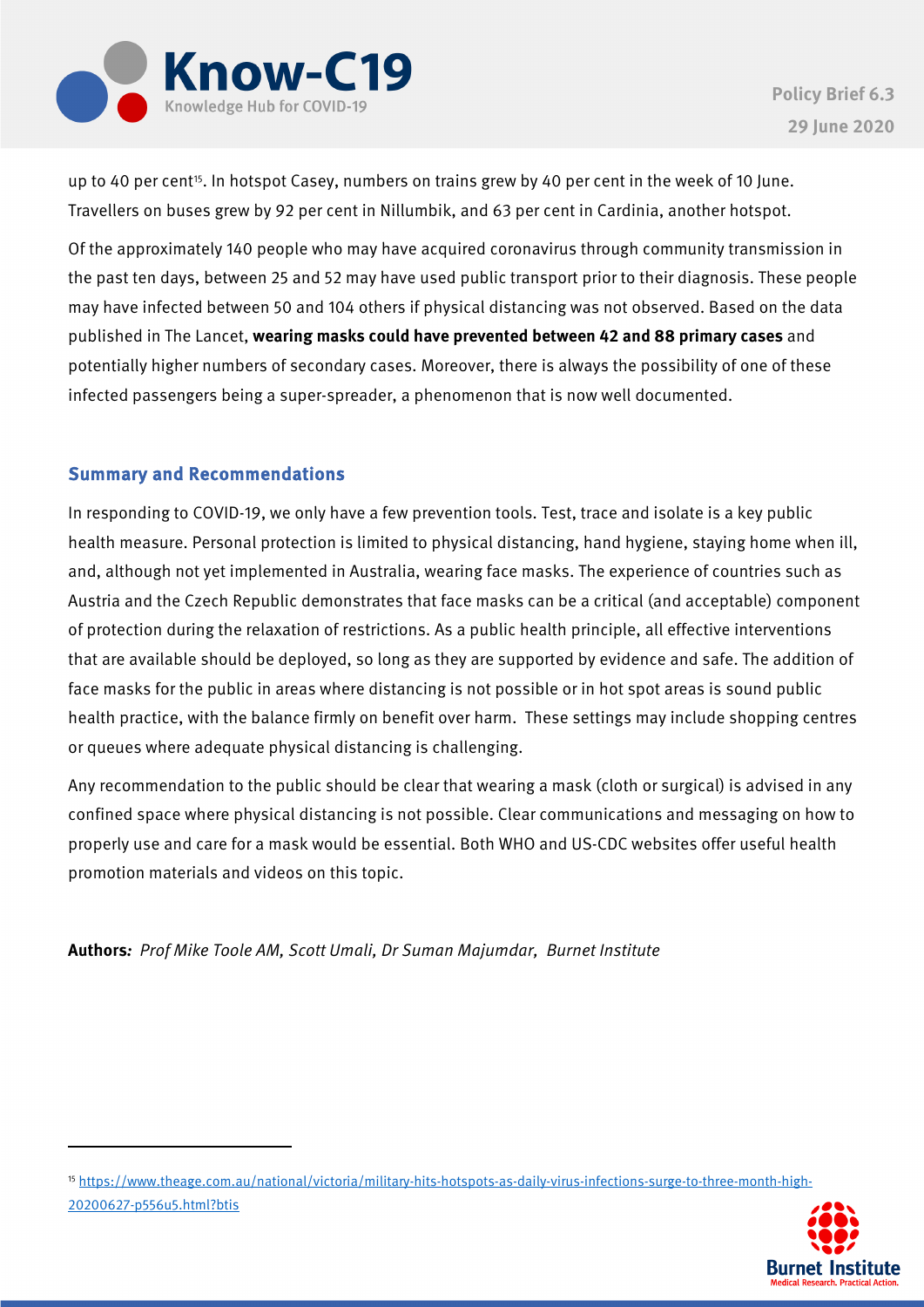up to 40 per cent[15]. In hotspot Casey, numbers on trains grew by 40 per cent in the week of 10 June. Travellers on buses grew by 92 per cent in Nillumbik, and 63 per cent in Cardinia, another hotspot.

Of the approximately 140 people who may have acquired coronavirus through community transmission in the past ten days, between 25 and 52 may have used public transport prior to their diagnosis. These people may have infected between 50 and 104 others if physical distancing was not observed. Based on the data published in The Lancet, **wearing masks could have prevented between 42 and 88 primary cases** and potentially higher numbers of secondary cases. Moreover, there is always the possibility of one of these infected passengers being a super-spreader, a phenomenon that is now well documented.

## Summary and Recommendations

In responding to COVID-19, we only have a few prevention tools. Test, trace and isolate is a key public health measure. Personal protection is limited to physical distancing, hand hygiene, staying home when ill, and, although not yet implemented in Australia, wearing face masks. The experience of countries such as Austria and the Czech Republic demonstrates that face masks can be a critical (and acceptable) component of protection during the relaxation of restrictions. As a public health principle, all effective interventions that are available should be deployed, so long as they are supported by evidence and safe. The addition of face masks for the public in areas where distancing is not possible or in hot spot areas is sound public health practice, with the balance firmly on benefit over harm. These settings may include shopping centres or queues where adequate physical distancing is challenging.

Any recommendation to the public should be clear that wearing a mask (cloth or surgical) is advised in any confined space where physical distancing is not possible. Clear communications and messaging on how to properly use and care for a mask would be essential. Both WHO and US-CDC websites offer useful health promotion materials and videos on this topic.

**Authors***: Prof Mike Toole AM, Scott Umali, Dr Suman Majumdar, Burnet Institute*

---

[15] https://www.theage.com.au/national/victoria/military-hits-hotspots-as-daily-virus-infections-surge-to-three-month-high-20200627-p556u5.html?btis